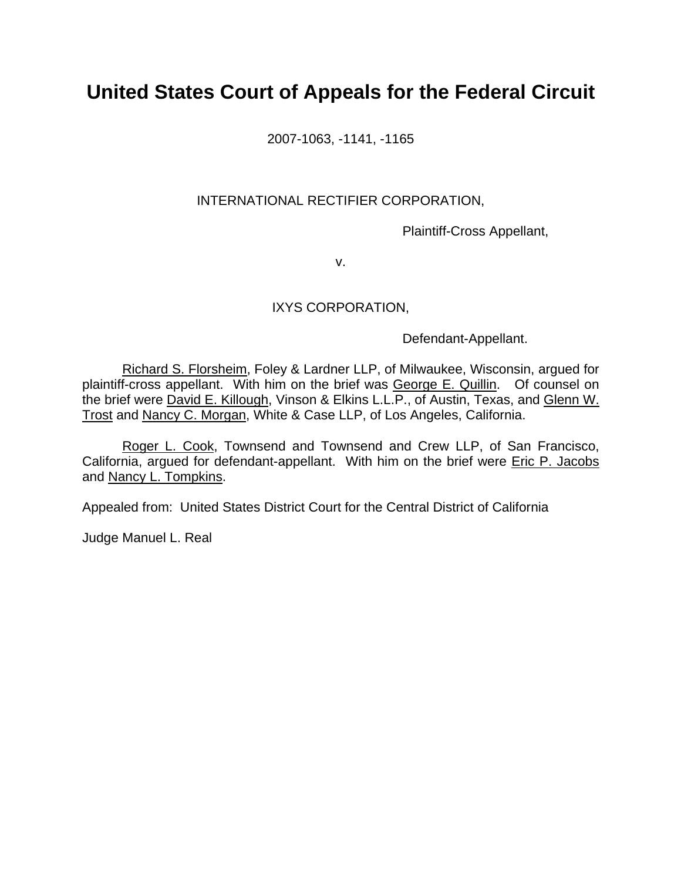# United States Court of Appeals for the Federal Circuit

2007-1063, -1141, -1165

INTERNATIONAL RECTIFIER CORPORATION,

Plaintiff-Cross Appellant,

v.

IXYS CORPORATION,

Defendant-Appellant.

Richard S. Florsheim, Foley & Lardner LLP, of Milwaukee, Wisconsin, argued for plaintiff-cross appellant. With him on the brief was George E. Quillin. Of counsel on the brief were David E. Killough, Vinson & Elkins L.L.P., of Austin, Texas, and Glenn W. Trost and Nancy C. Morgan, White & Case LLP, of Los Angeles, California.

Roger L. Cook, Townsend and Townsend and Crew LLP, of San Francisco, California, argued for defendant-appellant. With him on the brief were Eric P. Jacobs and Nancy L. Tompkins.

Appealed from: United States District Court for the Central District of California

Judge Manuel L. Real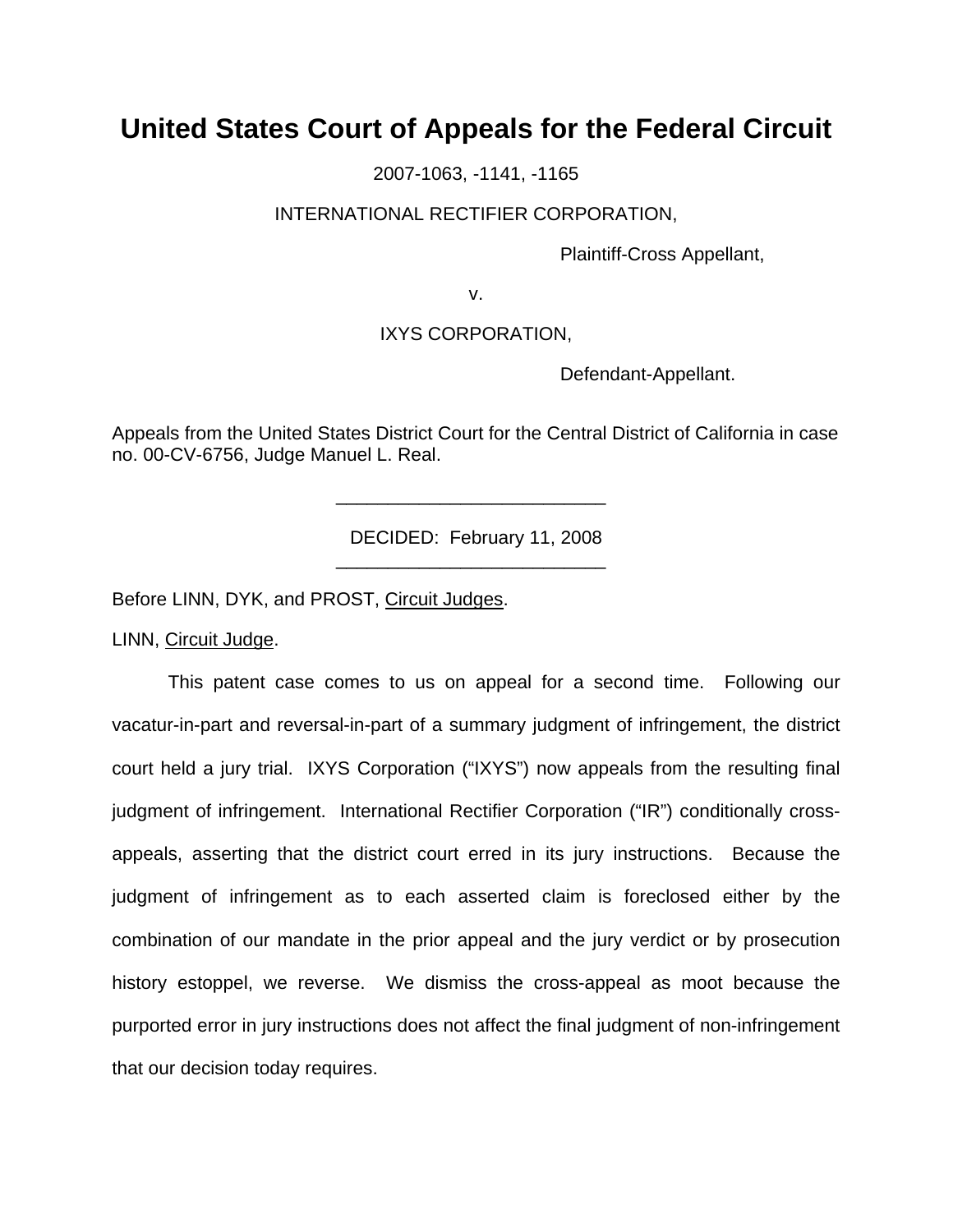# United States Court of Appeals for the Federal Circuit

2007-1063, -1141, -1165

INTERNATIONAL RECTIFIER CORPORATION,

Plaintiff-Cross Appellant,

v.

IXYS CORPORATION,

Defendant-Appellant.

Appeals from the United States District Court for the Central District of California in case no. 00-CV-6756, Judge Manuel L. Real.

---

DECIDED: February 11, 2008

---

Before LINN, DYK, and PROST, Circuit Judges.

LINN, Circuit Judge.

This patent case comes to us on appeal for a second time. Following our vacatur-in-part and reversal-in-part of a summary judgment of infringement, the district court held a jury trial. IXYS Corporation ("IXYS") now appeals from the resulting final judgment of infringement. International Rectifier Corporation ("IR") conditionally cross-appeals, asserting that the district court erred in its jury instructions. Because the judgment of infringement as to each asserted claim is foreclosed either by the combination of our mandate in the prior appeal and the jury verdict or by prosecution history estoppel, we reverse. We dismiss the cross-appeal as moot because the purported error in jury instructions does not affect the final judgment of non-infringement that our decision today requires.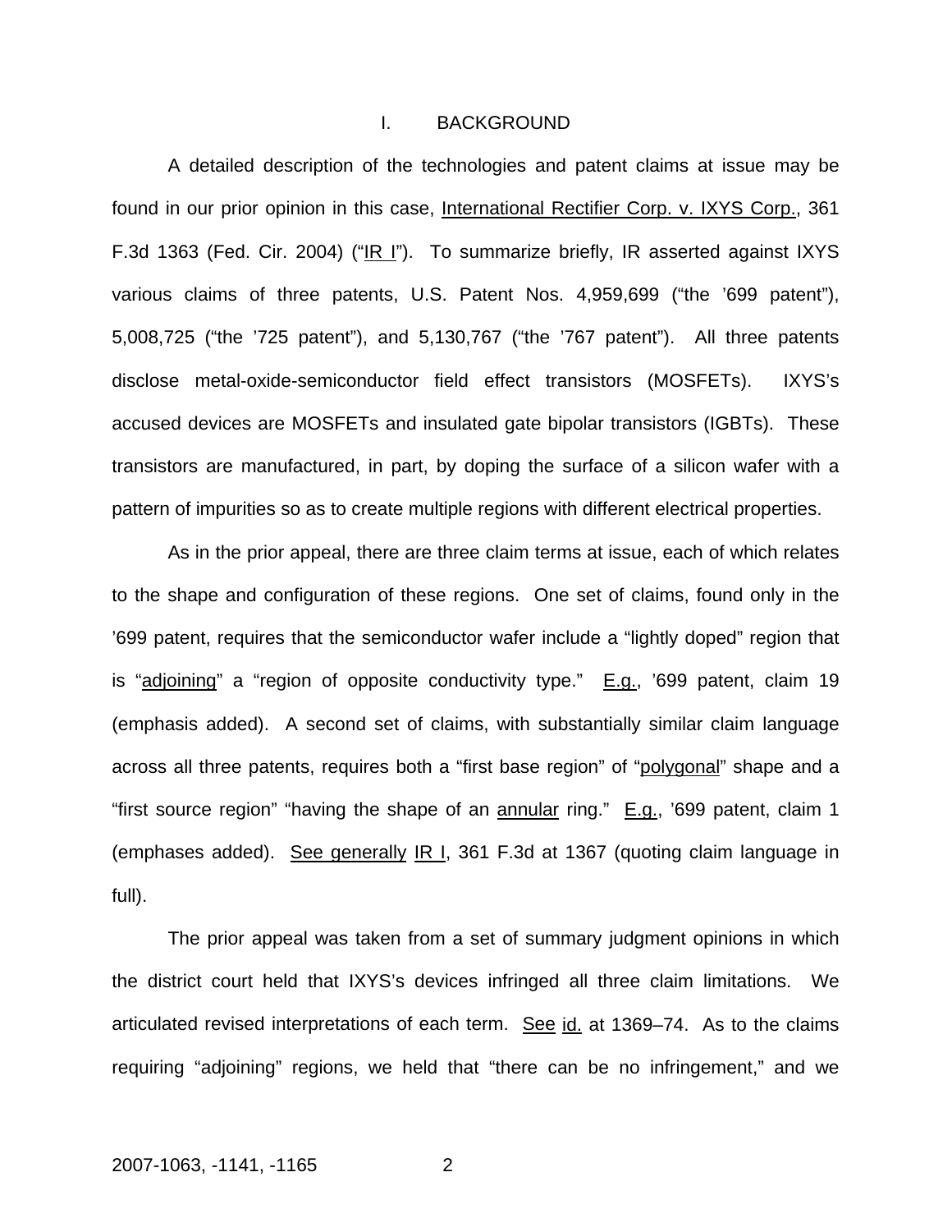## I. BACKGROUND

A detailed description of the technologies and patent claims at issue may be found in our prior opinion in this case, International Rectifier Corp. v. IXYS Corp., 361 F.3d 1363 (Fed. Cir. 2004) ("IR I"). To summarize briefly, IR asserted against IXYS various claims of three patents, U.S. Patent Nos. 4,959,699 ("the '699 patent"), 5,008,725 ("the '725 patent"), and 5,130,767 ("the '767 patent"). All three patents disclose metal-oxide-semiconductor field effect transistors (MOSFETs). IXYS's accused devices are MOSFETs and insulated gate bipolar transistors (IGBTs). These transistors are manufactured, in part, by doping the surface of a silicon wafer with a pattern of impurities so as to create multiple regions with different electrical properties.

As in the prior appeal, there are three claim terms at issue, each of which relates to the shape and configuration of these regions. One set of claims, found only in the '699 patent, requires that the semiconductor wafer include a "lightly doped" region that is "adjoining" a "region of opposite conductivity type." E.g., '699 patent, claim 19 (emphasis added). A second set of claims, with substantially similar claim language across all three patents, requires both a "first base region" of "polygonal" shape and a "first source region" "having the shape of an annular ring." E.g., '699 patent, claim 1 (emphases added). See generally IR I, 361 F.3d at 1367 (quoting claim language in full).

The prior appeal was taken from a set of summary judgment opinions in which the district court held that IXYS's devices infringed all three claim limitations. We articulated revised interpretations of each term. See id. at 1369–74. As to the claims requiring "adjoining" regions, we held that "there can be no infringement," and we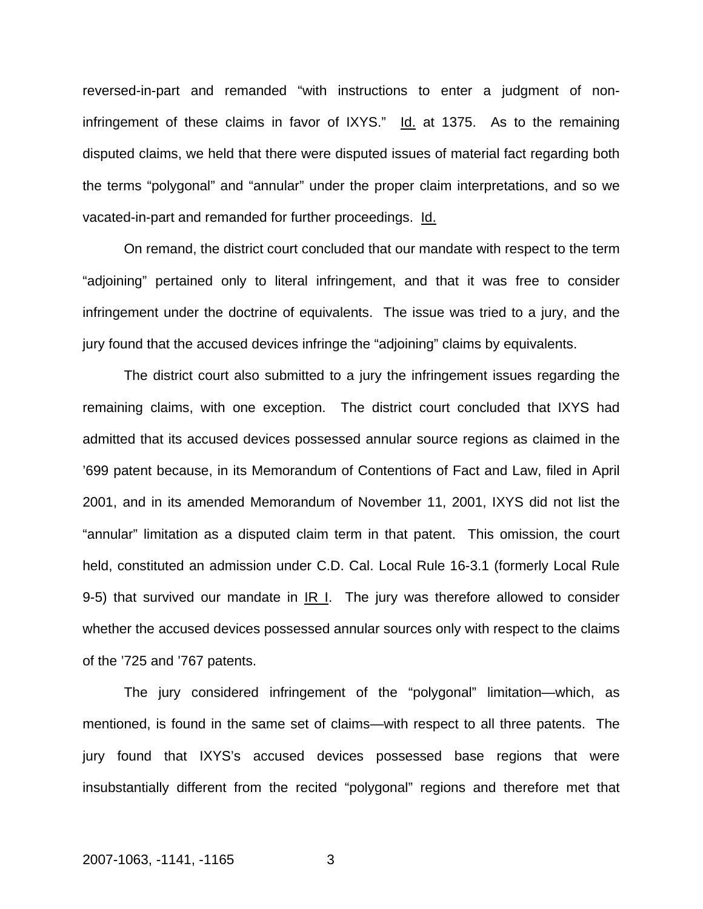reversed-in-part and remanded "with instructions to enter a judgment of non-infringement of these claims in favor of IXYS." Id. at 1375. As to the remaining disputed claims, we held that there were disputed issues of material fact regarding both the terms "polygonal" and "annular" under the proper claim interpretations, and so we vacated-in-part and remanded for further proceedings. Id.

On remand, the district court concluded that our mandate with respect to the term "adjoining" pertained only to literal infringement, and that it was free to consider infringement under the doctrine of equivalents. The issue was tried to a jury, and the jury found that the accused devices infringe the "adjoining" claims by equivalents.

The district court also submitted to a jury the infringement issues regarding the remaining claims, with one exception. The district court concluded that IXYS had admitted that its accused devices possessed annular source regions as claimed in the '699 patent because, in its Memorandum of Contentions of Fact and Law, filed in April 2001, and in its amended Memorandum of November 11, 2001, IXYS did not list the "annular" limitation as a disputed claim term in that patent. This omission, the court held, constituted an admission under C.D. Cal. Local Rule 16-3.1 (formerly Local Rule 9-5) that survived our mandate in IR I. The jury was therefore allowed to consider whether the accused devices possessed annular sources only with respect to the claims of the '725 and '767 patents.

The jury considered infringement of the "polygonal" limitation—which, as mentioned, is found in the same set of claims—with respect to all three patents. The jury found that IXYS's accused devices possessed base regions that were insubstantially different from the recited "polygonal" regions and therefore met that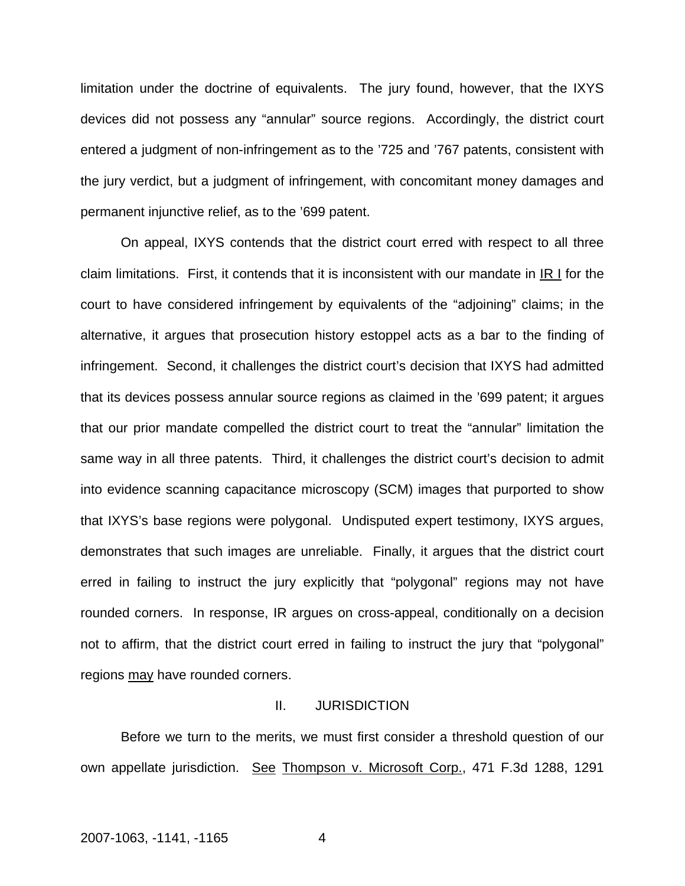limitation under the doctrine of equivalents. The jury found, however, that the IXYS devices did not possess any "annular" source regions. Accordingly, the district court entered a judgment of non-infringement as to the '725 and '767 patents, consistent with the jury verdict, but a judgment of infringement, with concomitant money damages and permanent injunctive relief, as to the '699 patent.

On appeal, IXYS contends that the district court erred with respect to all three claim limitations. First, it contends that it is inconsistent with our mandate in IR I for the court to have considered infringement by equivalents of the "adjoining" claims; in the alternative, it argues that prosecution history estoppel acts as a bar to the finding of infringement. Second, it challenges the district court's decision that IXYS had admitted that its devices possess annular source regions as claimed in the '699 patent; it argues that our prior mandate compelled the district court to treat the "annular" limitation the same way in all three patents. Third, it challenges the district court's decision to admit into evidence scanning capacitance microscopy (SCM) images that purported to show that IXYS's base regions were polygonal. Undisputed expert testimony, IXYS argues, demonstrates that such images are unreliable. Finally, it argues that the district court erred in failing to instruct the jury explicitly that "polygonal" regions may not have rounded corners. In response, IR argues on cross-appeal, conditionally on a decision not to affirm, that the district court erred in failing to instruct the jury that "polygonal" regions may have rounded corners.

## II. JURISDICTION

Before we turn to the merits, we must first consider a threshold question of our own appellate jurisdiction. See Thompson v. Microsoft Corp., 471 F.3d 1288, 1291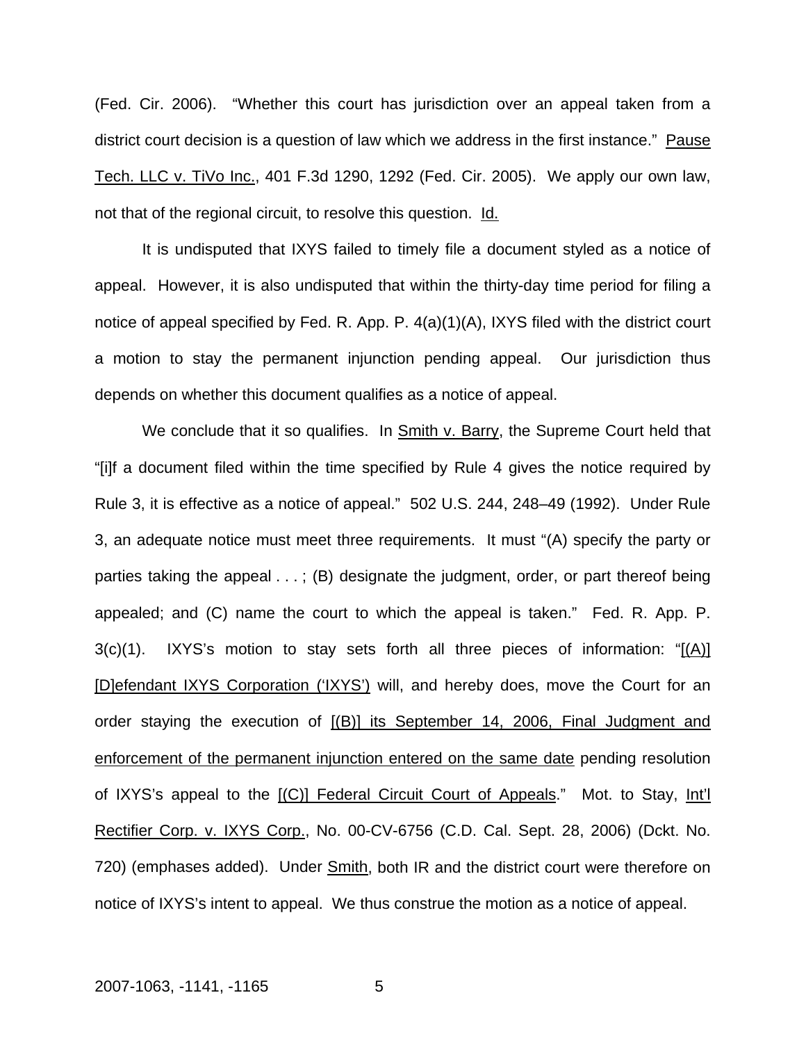(Fed. Cir. 2006). "Whether this court has jurisdiction over an appeal taken from a district court decision is a question of law which we address in the first instance." Pause Tech. LLC v. TiVo Inc., 401 F.3d 1290, 1292 (Fed. Cir. 2005). We apply our own law, not that of the regional circuit, to resolve this question. Id.

It is undisputed that IXYS failed to timely file a document styled as a notice of appeal. However, it is also undisputed that within the thirty-day time period for filing a notice of appeal specified by Fed. R. App. P. 4(a)(1)(A), IXYS filed with the district court a motion to stay the permanent injunction pending appeal. Our jurisdiction thus depends on whether this document qualifies as a notice of appeal.

We conclude that it so qualifies. In Smith v. Barry, the Supreme Court held that "[i]f a document filed within the time specified by Rule 4 gives the notice required by Rule 3, it is effective as a notice of appeal." 502 U.S. 244, 248–49 (1992). Under Rule 3, an adequate notice must meet three requirements. It must "(A) specify the party or parties taking the appeal . . . ; (B) designate the judgment, order, or part thereof being appealed; and (C) name the court to which the appeal is taken." Fed. R. App. P. 3(c)(1). IXYS's motion to stay sets forth all three pieces of information: "[(A)] [D]efendant IXYS Corporation ('IXYS') will, and hereby does, move the Court for an order staying the execution of [(B)] its September 14, 2006, Final Judgment and enforcement of the permanent injunction entered on the same date pending resolution of IXYS's appeal to the [(C)] Federal Circuit Court of Appeals." Mot. to Stay, Int'l Rectifier Corp. v. IXYS Corp., No. 00-CV-6756 (C.D. Cal. Sept. 28, 2006) (Dckt. No. 720) (emphases added). Under Smith, both IR and the district court were therefore on notice of IXYS's intent to appeal. We thus construe the motion as a notice of appeal.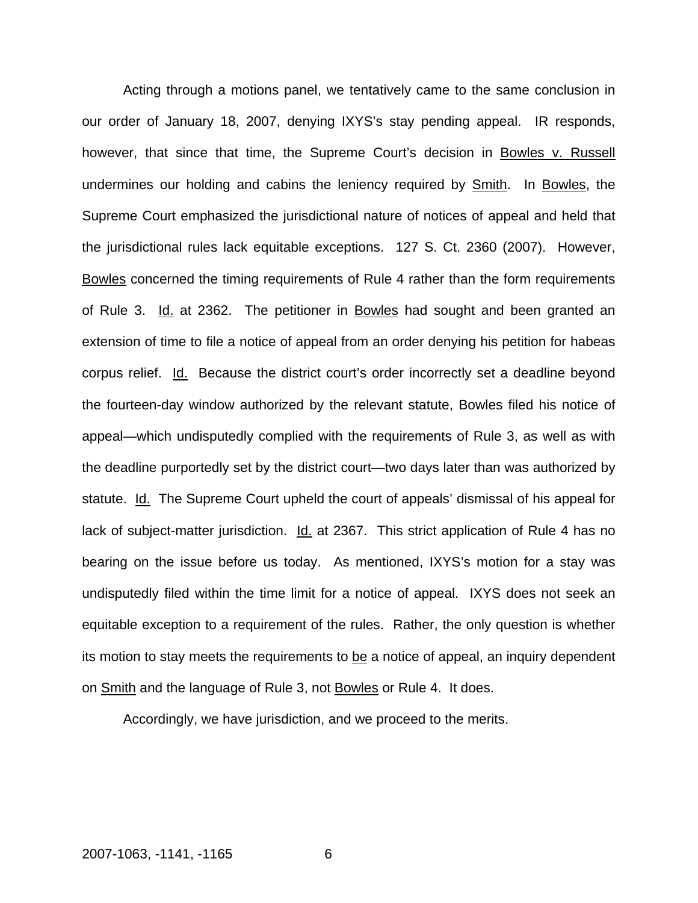Acting through a motions panel, we tentatively came to the same conclusion in our order of January 18, 2007, denying IXYS's stay pending appeal. IR responds, however, that since that time, the Supreme Court's decision in Bowles v. Russell undermines our holding and cabins the leniency required by Smith. In Bowles, the Supreme Court emphasized the jurisdictional nature of notices of appeal and held that the jurisdictional rules lack equitable exceptions. 127 S. Ct. 2360 (2007). However, Bowles concerned the timing requirements of Rule 4 rather than the form requirements of Rule 3. Id. at 2362. The petitioner in Bowles had sought and been granted an extension of time to file a notice of appeal from an order denying his petition for habeas corpus relief. Id. Because the district court's order incorrectly set a deadline beyond the fourteen-day window authorized by the relevant statute, Bowles filed his notice of appeal—which undisputedly complied with the requirements of Rule 3, as well as with the deadline purportedly set by the district court—two days later than was authorized by statute. Id. The Supreme Court upheld the court of appeals' dismissal of his appeal for lack of subject-matter jurisdiction. Id. at 2367. This strict application of Rule 4 has no bearing on the issue before us today. As mentioned, IXYS's motion for a stay was undisputedly filed within the time limit for a notice of appeal. IXYS does not seek an equitable exception to a requirement of the rules. Rather, the only question is whether its motion to stay meets the requirements to be a notice of appeal, an inquiry dependent on Smith and the language of Rule 3, not Bowles or Rule 4. It does.

Accordingly, we have jurisdiction, and we proceed to the merits.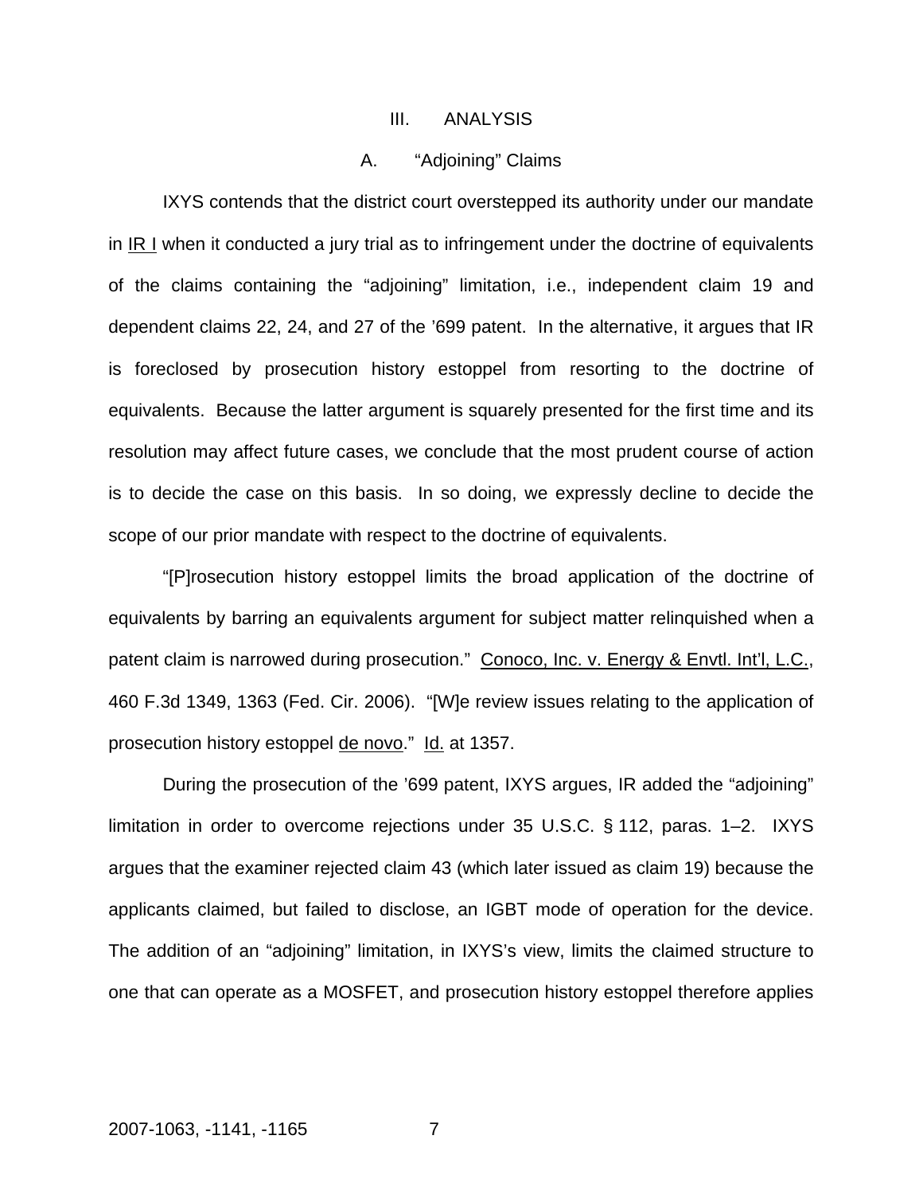## III. ANALYSIS

### A. "Adjoining" Claims

IXYS contends that the district court overstepped its authority under our mandate in IR I when it conducted a jury trial as to infringement under the doctrine of equivalents of the claims containing the "adjoining" limitation, i.e., independent claim 19 and dependent claims 22, 24, and 27 of the '699 patent. In the alternative, it argues that IR is foreclosed by prosecution history estoppel from resorting to the doctrine of equivalents. Because the latter argument is squarely presented for the first time and its resolution may affect future cases, we conclude that the most prudent course of action is to decide the case on this basis. In so doing, we expressly decline to decide the scope of our prior mandate with respect to the doctrine of equivalents.

"[P]rosecution history estoppel limits the broad application of the doctrine of equivalents by barring an equivalents argument for subject matter relinquished when a patent claim is narrowed during prosecution." Conoco, Inc. v. Energy & Envtl. Int'l, L.C., 460 F.3d 1349, 1363 (Fed. Cir. 2006). "[W]e review issues relating to the application of prosecution history estoppel de novo." Id. at 1357.

During the prosecution of the '699 patent, IXYS argues, IR added the "adjoining" limitation in order to overcome rejections under 35 U.S.C. § 112, paras. 1–2. IXYS argues that the examiner rejected claim 43 (which later issued as claim 19) because the applicants claimed, but failed to disclose, an IGBT mode of operation for the device. The addition of an "adjoining" limitation, in IXYS's view, limits the claimed structure to one that can operate as a MOSFET, and prosecution history estoppel therefore applies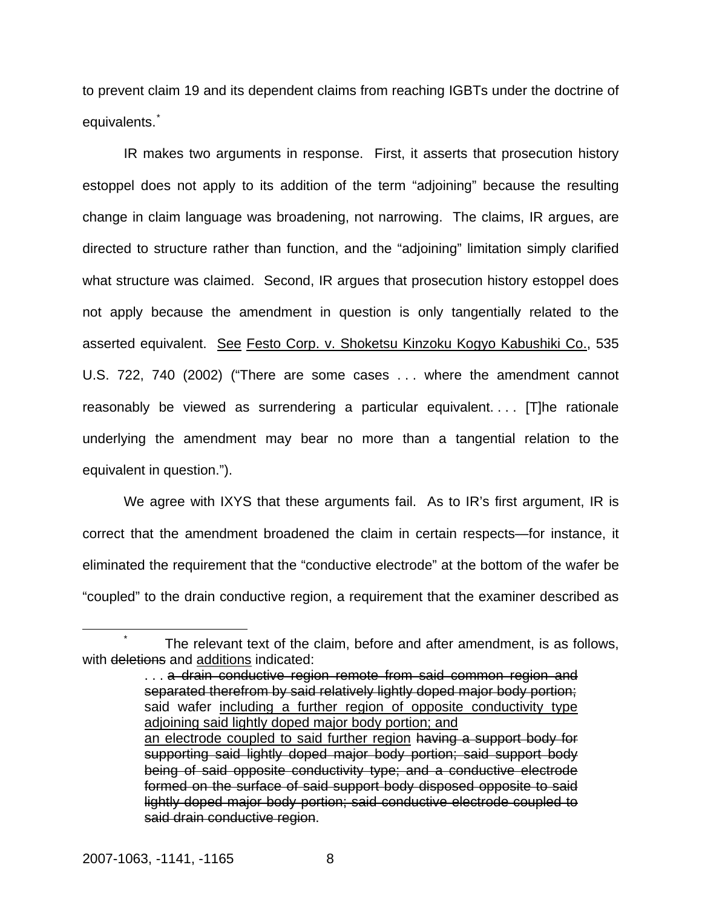to prevent claim 19 and its dependent claims from reaching IGBTs under the doctrine of equivalents.[*]

IR makes two arguments in response. First, it asserts that prosecution history estoppel does not apply to its addition of the term "adjoining" because the resulting change in claim language was broadening, not narrowing. The claims, IR argues, are directed to structure rather than function, and the "adjoining" limitation simply clarified what structure was claimed. Second, IR argues that prosecution history estoppel does not apply because the amendment in question is only tangentially related to the asserted equivalent. See Festo Corp. v. Shoketsu Kinzoku Kogyo Kabushiki Co., 535 U.S. 722, 740 (2002) ("There are some cases . . . where the amendment cannot reasonably be viewed as surrendering a particular equivalent. . . . [T]he rationale underlying the amendment may bear no more than a tangential relation to the equivalent in question.").

We agree with IXYS that these arguments fail. As to IR's first argument, IR is correct that the amendment broadened the claim in certain respects—for instance, it eliminated the requirement that the "conductive electrode" at the bottom of the wafer be "coupled" to the drain conductive region, a requirement that the examiner described as

---

[*] The relevant text of the claim, before and after amendment, is as follows, with ~~deletions~~ and <u>additions</u> indicated:

> . . . ~~a drain conductive region remote from said common region and separated therefrom by said relatively lightly doped major body portion;~~ said wafer <u>including a further region of opposite conductivity type adjoining said lightly doped major body portion; and</u>
> <u>an electrode coupled to said further region</u> ~~having a support body for supporting said lightly doped major body portion; said support body being of said opposite conductivity type; and a conductive electrode formed on the surface of said support body disposed opposite to said lightly doped major body portion; said conductive electrode coupled to said drain conductive region~~.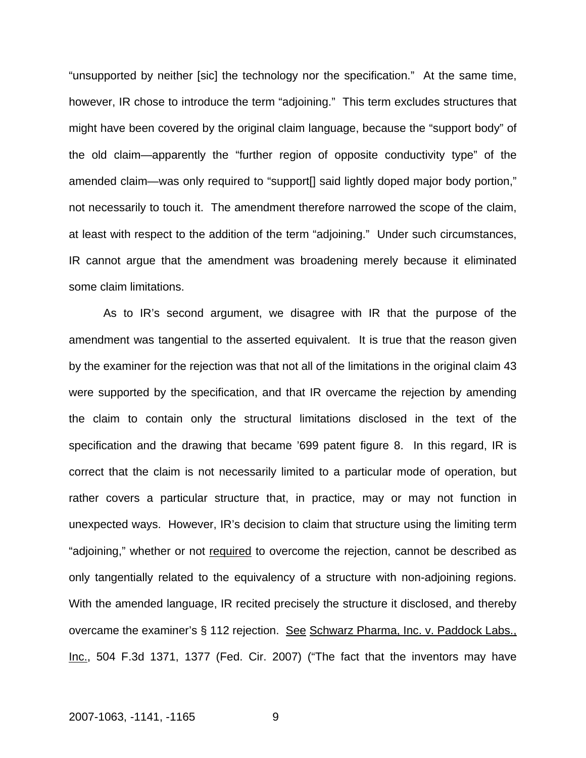"unsupported by neither [sic] the technology nor the specification." At the same time, however, IR chose to introduce the term "adjoining." This term excludes structures that might have been covered by the original claim language, because the "support body" of the old claim—apparently the "further region of opposite conductivity type" of the amended claim—was only required to "support[] said lightly doped major body portion," not necessarily to touch it. The amendment therefore narrowed the scope of the claim, at least with respect to the addition of the term "adjoining." Under such circumstances, IR cannot argue that the amendment was broadening merely because it eliminated some claim limitations.

As to IR's second argument, we disagree with IR that the purpose of the amendment was tangential to the asserted equivalent. It is true that the reason given by the examiner for the rejection was that not all of the limitations in the original claim 43 were supported by the specification, and that IR overcame the rejection by amending the claim to contain only the structural limitations disclosed in the text of the specification and the drawing that became '699 patent figure 8. In this regard, IR is correct that the claim is not necessarily limited to a particular mode of operation, but rather covers a particular structure that, in practice, may or may not function in unexpected ways. However, IR's decision to claim that structure using the limiting term "adjoining," whether or not required to overcome the rejection, cannot be described as only tangentially related to the equivalency of a structure with non-adjoining regions. With the amended language, IR recited precisely the structure it disclosed, and thereby overcame the examiner's § 112 rejection. See Schwarz Pharma, Inc. v. Paddock Labs., Inc., 504 F.3d 1371, 1377 (Fed. Cir. 2007) ("The fact that the inventors may have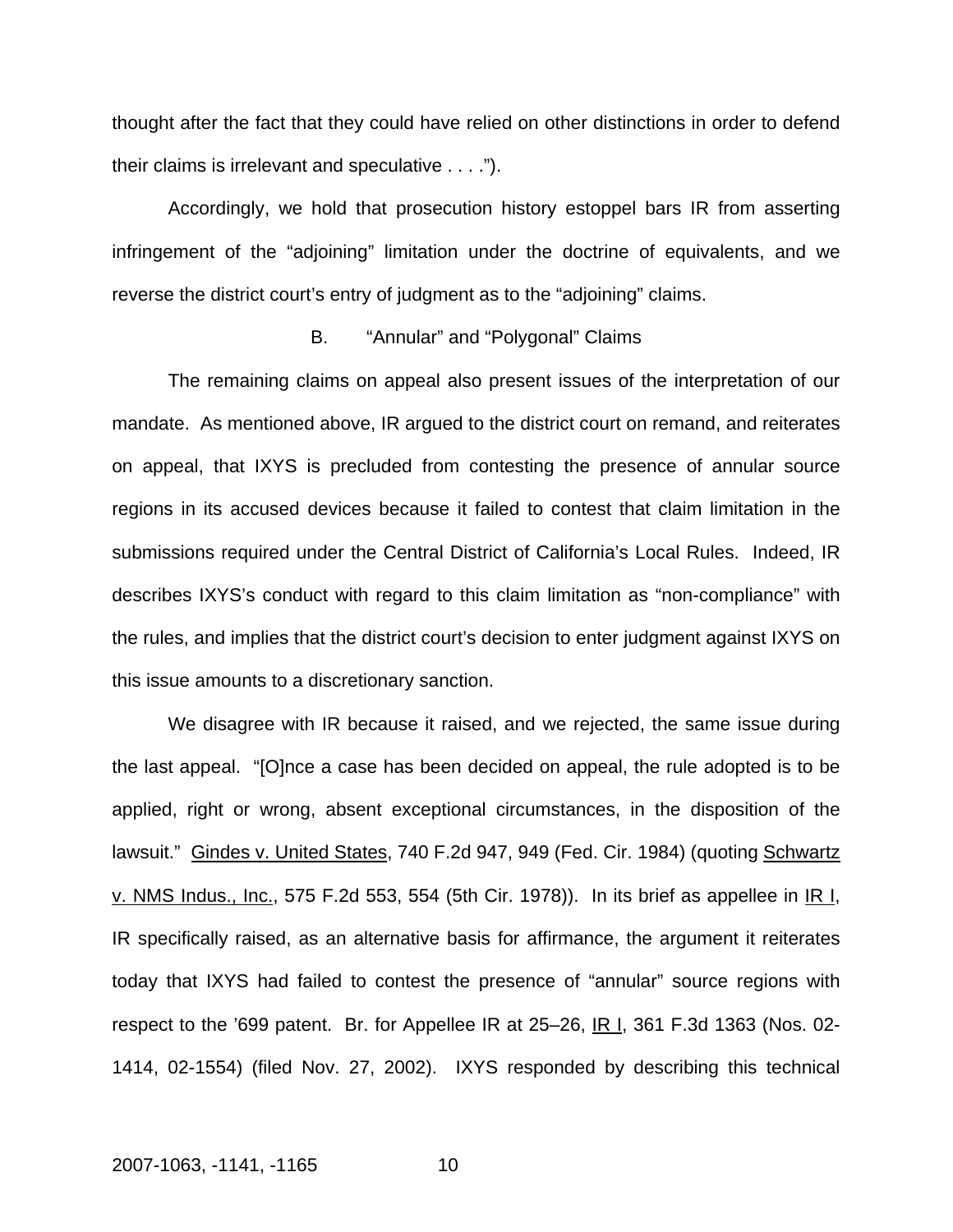thought after the fact that they could have relied on other distinctions in order to defend their claims is irrelevant and speculative . . . .").

Accordingly, we hold that prosecution history estoppel bars IR from asserting infringement of the "adjoining" limitation under the doctrine of equivalents, and we reverse the district court's entry of judgment as to the "adjoining" claims.

B. "Annular" and "Polygonal" Claims

The remaining claims on appeal also present issues of the interpretation of our mandate. As mentioned above, IR argued to the district court on remand, and reiterates on appeal, that IXYS is precluded from contesting the presence of annular source regions in its accused devices because it failed to contest that claim limitation in the submissions required under the Central District of California's Local Rules. Indeed, IR describes IXYS's conduct with regard to this claim limitation as "non-compliance" with the rules, and implies that the district court's decision to enter judgment against IXYS on this issue amounts to a discretionary sanction.

We disagree with IR because it raised, and we rejected, the same issue during the last appeal. "[O]nce a case has been decided on appeal, the rule adopted is to be applied, right or wrong, absent exceptional circumstances, in the disposition of the lawsuit." Gindes v. United States, 740 F.2d 947, 949 (Fed. Cir. 1984) (quoting Schwartz v. NMS Indus., Inc., 575 F.2d 553, 554 (5th Cir. 1978)). In its brief as appellee in IR I, IR specifically raised, as an alternative basis for affirmance, the argument it reiterates today that IXYS had failed to contest the presence of "annular" source regions with respect to the '699 patent. Br. for Appellee IR at 25–26, IR I, 361 F.3d 1363 (Nos. 02-1414, 02-1554) (filed Nov. 27, 2002). IXYS responded by describing this technical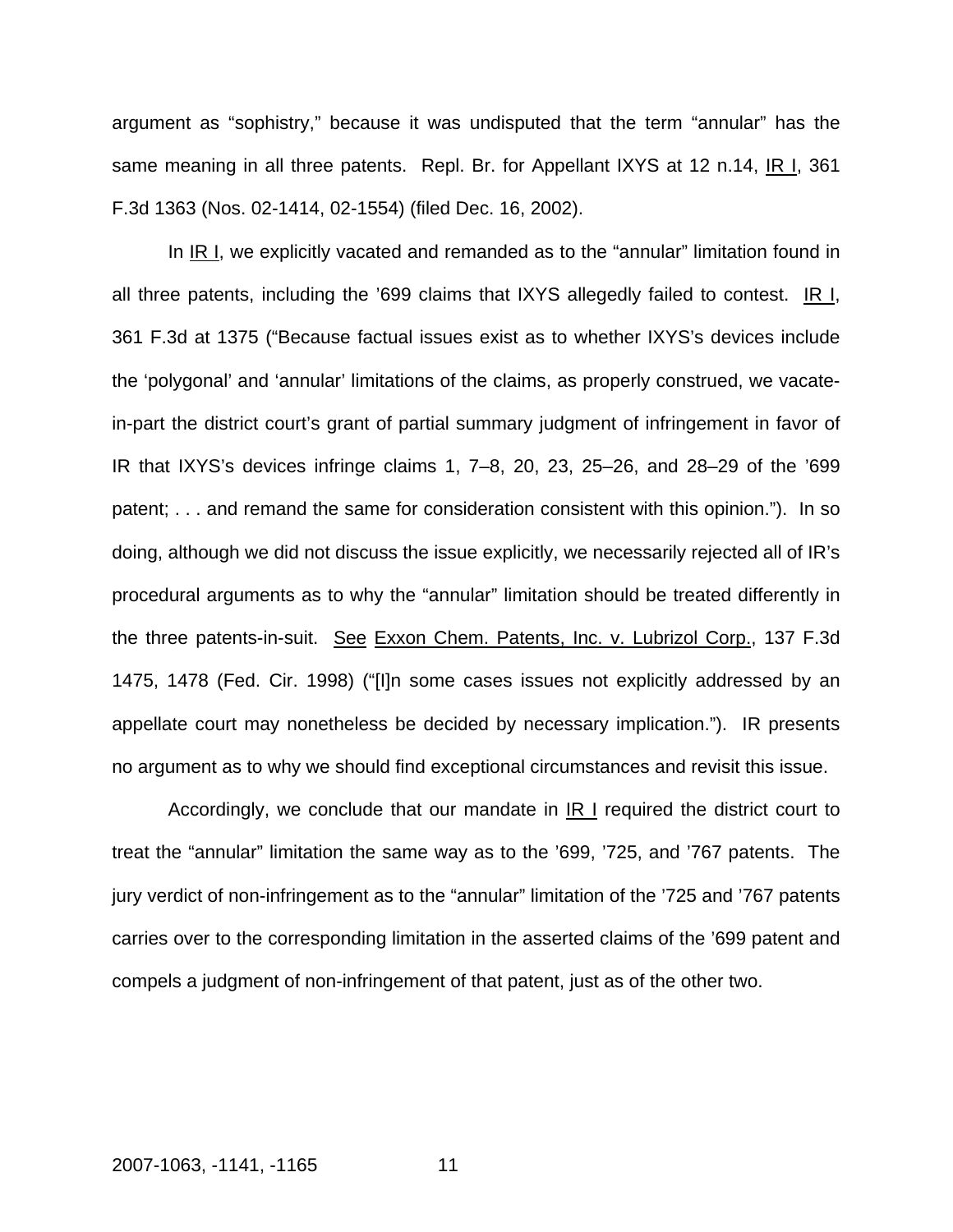argument as "sophistry," because it was undisputed that the term "annular" has the same meaning in all three patents. Repl. Br. for Appellant IXYS at 12 n.14, IR I, 361 F.3d 1363 (Nos. 02-1414, 02-1554) (filed Dec. 16, 2002).

In IR I, we explicitly vacated and remanded as to the "annular" limitation found in all three patents, including the '699 claims that IXYS allegedly failed to contest. IR I, 361 F.3d at 1375 ("Because factual issues exist as to whether IXYS's devices include the 'polygonal' and 'annular' limitations of the claims, as properly construed, we vacate-in-part the district court's grant of partial summary judgment of infringement in favor of IR that IXYS's devices infringe claims 1, 7–8, 20, 23, 25–26, and 28–29 of the '699 patent; . . . and remand the same for consideration consistent with this opinion."). In so doing, although we did not discuss the issue explicitly, we necessarily rejected all of IR's procedural arguments as to why the "annular" limitation should be treated differently in the three patents-in-suit. See Exxon Chem. Patents, Inc. v. Lubrizol Corp., 137 F.3d 1475, 1478 (Fed. Cir. 1998) ("[I]n some cases issues not explicitly addressed by an appellate court may nonetheless be decided by necessary implication."). IR presents no argument as to why we should find exceptional circumstances and revisit this issue.

Accordingly, we conclude that our mandate in IR I required the district court to treat the "annular" limitation the same way as to the '699, '725, and '767 patents. The jury verdict of non-infringement as to the "annular" limitation of the '725 and '767 patents carries over to the corresponding limitation in the asserted claims of the '699 patent and compels a judgment of non-infringement of that patent, just as of the other two.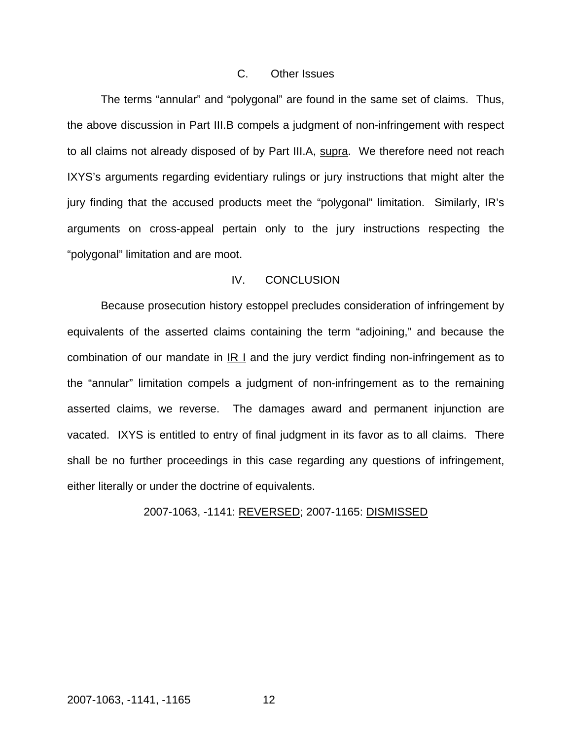### C. Other Issues

The terms "annular" and "polygonal" are found in the same set of claims. Thus, the above discussion in Part III.B compels a judgment of non-infringement with respect to all claims not already disposed of by Part III.A, supra. We therefore need not reach IXYS's arguments regarding evidentiary rulings or jury instructions that might alter the jury finding that the accused products meet the "polygonal" limitation. Similarly, IR's arguments on cross-appeal pertain only to the jury instructions respecting the "polygonal" limitation and are moot.

## IV. CONCLUSION

Because prosecution history estoppel precludes consideration of infringement by equivalents of the asserted claims containing the term "adjoining," and because the combination of our mandate in IR I and the jury verdict finding non-infringement as to the "annular" limitation compels a judgment of non-infringement as to the remaining asserted claims, we reverse. The damages award and permanent injunction are vacated. IXYS is entitled to entry of final judgment in its favor as to all claims. There shall be no further proceedings in this case regarding any questions of infringement, either literally or under the doctrine of equivalents.

2007-1063, -1141: REVERSED; 2007-1165: DISMISSED